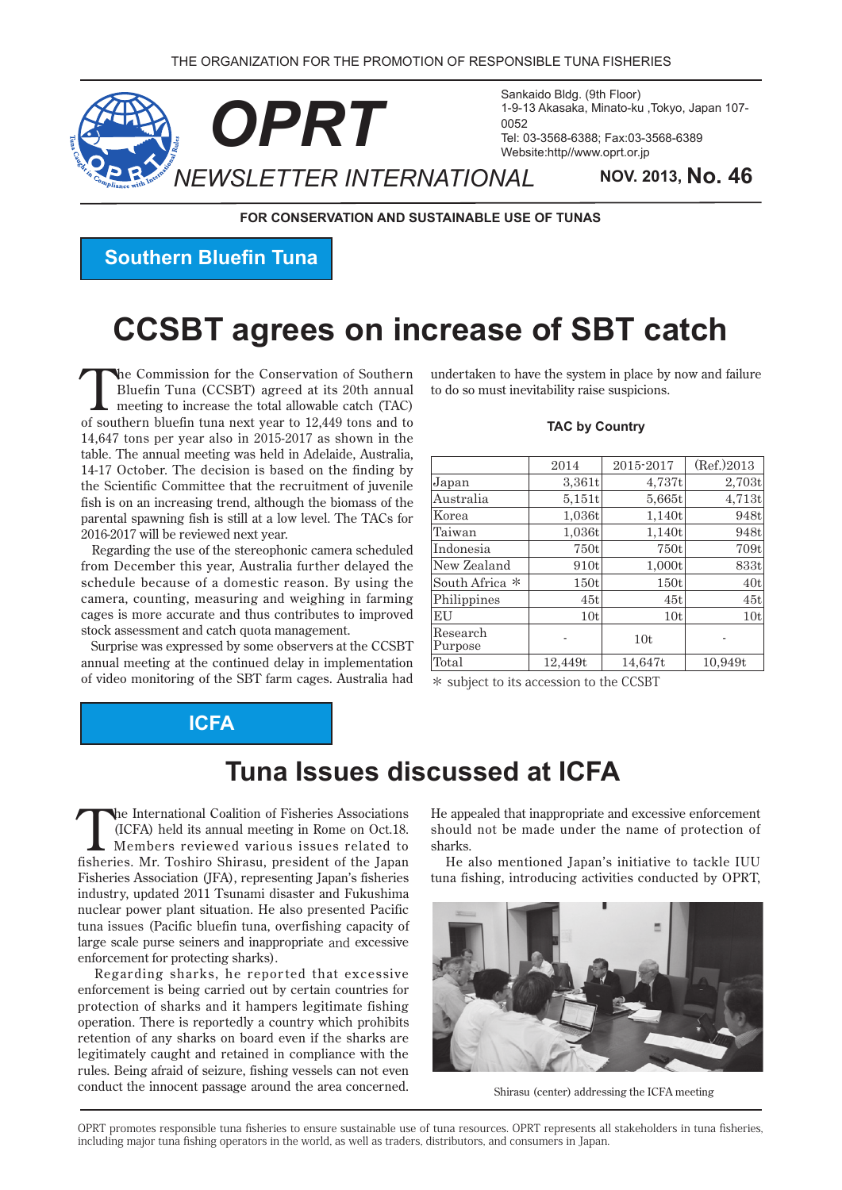THE ORGANIZATION FOR THE PROMOTION OF RESPONSIBLE TUNA FISHERIES

# OPRT
## NEWSLETTER INTERNATIONAL

Sankaido Bldg. (9th Floor)
1-9-13 Akasaka, Minato-ku ,Tokyo, Japan 107-0052
Tel: 03-3568-6388; Fax:03-3568-6389
Website:http//www.oprt.or.jp

**NOV. 2013, No. 46**

**FOR CONSERVATION AND SUSTAINABLE USE OF TUNAS**

**Southern Bluefin Tuna**

# CCSBT agrees on increase of SBT catch

The Commission for the Conservation of Southern Bluefin Tuna (CCSBT) agreed at its 20th annual meeting to increase the total allowable catch (TAC) of southern bluefin tuna next year to 12,449 tons and to 14,647 tons per year also in 2015-2017 as shown in the table. The annual meeting was held in Adelaide, Australia, 14-17 October. The decision is based on the finding by the Scientific Committee that the recruitment of juvenile fish is on an increasing trend, although the biomass of the parental spawning fish is still at a low level. The TACs for 2016-2017 will be reviewed next year.

Regarding the use of the stereophonic camera scheduled from December this year, Australia further delayed the schedule because of a domestic reason. By using the camera, counting, measuring and weighing in farming cages is more accurate and thus contributes to improved stock assessment and catch quota management.

Surprise was expressed by some observers at the CCSBT annual meeting at the continued delay in implementation of video monitoring of the SBT farm cages. Australia had undertaken to have the system in place by now and failure to do so must inevitability raise suspicions.

**TAC by Country**

| | 2014 | 2015-2017 | (Ref.)2013 |
|---|---|---|---|
| Japan | 3,361t | 4,737t | 2,703t |
| Australia | 5,151t | 5,665t | 4,713t |
| Korea | 1,036t | 1,140t | 948t |
| Taiwan | 1,036t | 1,140t | 948t |
| Indonesia | 750t | 750t | 709t |
| New Zealand | 910t | 1,000t | 833t |
| South Africa * | 150t | 150t | 40t |
| Philippines | 45t | 45t | 45t |
| EU | 10t | 10t | 10t |
| Research Purpose | - | 10t | - |
| Total | 12,449t | 14,647t | 10,949t |

* subject to its accession to the CCSBT

**ICFA**

# Tuna Issues discussed at ICFA

The International Coalition of Fisheries Associations (ICFA) held its annual meeting in Rome on Oct.18. Members reviewed various issues related to fisheries. Mr. Toshiro Shirasu, president of the Japan Fisheries Association (JFA), representing Japan's fisheries industry, updated 2011 Tsunami disaster and Fukushima nuclear power plant situation. He also presented Pacific tuna issues (Pacific bluefin tuna, overfishing capacity of large scale purse seiners and inappropriate and excessive enforcement for protecting sharks).

Regarding sharks, he reported that excessive enforcement is being carried out by certain countries for protection of sharks and it hampers legitimate fishing operation. There is reportedly a country which prohibits retention of any sharks on board even if the sharks are legitimately caught and retained in compliance with the rules. Being afraid of seizure, fishing vessels can not even conduct the innocent passage around the area concerned. He appealed that inappropriate and excessive enforcement should not be made under the name of protection of sharks.

He also mentioned Japan's initiative to tackle IUU tuna fishing, introducing activities conducted by OPRT,

Shirasu (center) addressing the ICFA meeting

OPRT promotes responsible tuna fisheries to ensure sustainable use of tuna resources. OPRT represents all stakeholders in tuna fisheries, including major tuna fishing operators in the world, as well as traders, distributors, and consumers in Japan.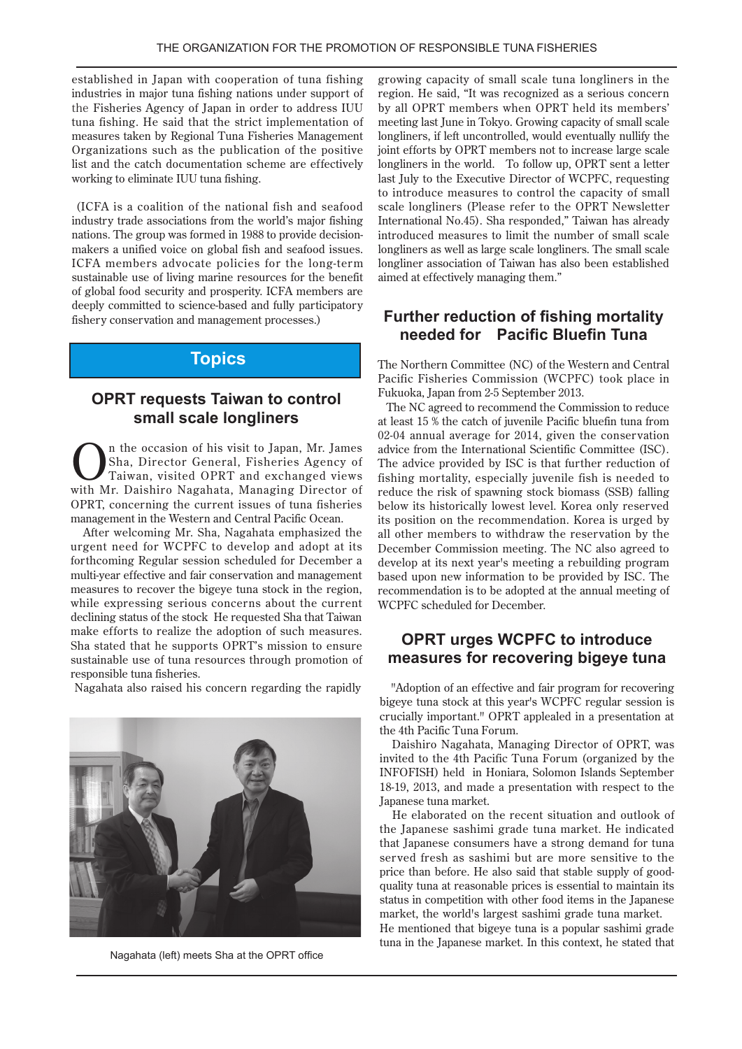established in Japan with cooperation of tuna fishing industries in major tuna fishing nations under support of the Fisheries Agency of Japan in order to address IUU tuna fishing. He said that the strict implementation of measures taken by Regional Tuna Fisheries Management Organizations such as the publication of the positive list and the catch documentation scheme are effectively working to eliminate IUU tuna fishing.

(ICFA is a coalition of the national fish and seafood industry trade associations from the world's major fishing nations. The group was formed in 1988 to provide decision-makers a unified voice on global fish and seafood issues. ICFA members advocate policies for the long-term sustainable use of living marine resources for the benefit of global food security and prosperity. ICFA members are deeply committed to science-based and fully participatory fishery conservation and management processes.)

# Topics

## OPRT requests Taiwan to control small scale longliners

On the occasion of his visit to Japan, Mr. James Sha, Director General, Fisheries Agency of Taiwan, visited OPRT and exchanged views with Mr. Daishiro Nagahata, Managing Director of OPRT, concerning the current issues of tuna fisheries management in the Western and Central Pacific Ocean.

After welcoming Mr. Sha, Nagahata emphasized the urgent need for WCPFC to develop and adopt at its forthcoming Regular session scheduled for December a multi-year effective and fair conservation and management measures to recover the bigeye tuna stock in the region, while expressing serious concerns about the current declining status of the stock He requested Sha that Taiwan make efforts to realize the adoption of such measures. Sha stated that he supports OPRT's mission to ensure sustainable use of tuna resources through promotion of responsible tuna fisheries.

Nagahata also raised his concern regarding the rapidly growing capacity of small scale tuna longliners in the region. He said, "It was recognized as a serious concern by all OPRT members when OPRT held its members' meeting last June in Tokyo. Growing capacity of small scale longliners, if left uncontrolled, would eventually nullify the joint efforts by OPRT members not to increase large scale longliners in the world. To follow up, OPRT sent a letter last July to the Executive Director of WCPFC, requesting to introduce measures to control the capacity of small scale longliners (Please refer to the OPRT Newsletter International No.45). Sha responded," Taiwan has already introduced measures to limit the number of small scale longliners as well as large scale longliners. The small scale longliner association of Taiwan has also been established aimed at effectively managing them."

Nagahata (left) meets Sha at the OPRT office

## Further reduction of fishing mortality needed for Pacific Bluefin Tuna

The Northern Committee (NC) of the Western and Central Pacific Fisheries Commission (WCPFC) took place in Fukuoka, Japan from 2-5 September 2013.

The NC agreed to recommend the Commission to reduce at least 15 % the catch of juvenile Pacific bluefin tuna from 02-04 annual average for 2014, given the conservation advice from the International Scientific Committee (ISC). The advice provided by ISC is that further reduction of fishing mortality, especially juvenile fish is needed to reduce the risk of spawning stock biomass (SSB) falling below its historically lowest level. Korea only reserved its position on the recommendation. Korea is urged by all other members to withdraw the reservation by the December Commission meeting. The NC also agreed to develop at its next year's meeting a rebuilding program based upon new information to be provided by ISC. The recommendation is to be adopted at the annual meeting of WCPFC scheduled for December.

## OPRT urges WCPFC to introduce measures for recovering bigeye tuna

"Adoption of an effective and fair program for recovering bigeye tuna stock at this year's WCPFC regular session is crucially important." OPRT applealed in a presentation at the 4th Pacific Tuna Forum.

Daishiro Nagahata, Managing Director of OPRT, was invited to the 4th Pacific Tuna Forum (organized by the INFOFISH) held in Honiara, Solomon Islands September 18-19, 2013, and made a presentation with respect to the Japanese tuna market.

He elaborated on the recent situation and outlook of the Japanese sashimi grade tuna market. He indicated that Japanese consumers have a strong demand for tuna served fresh as sashimi but are more sensitive to the price than before. He also said that stable supply of good-quality tuna at reasonable prices is essential to maintain its status in competition with other food items in the Japanese market, the world's largest sashimi grade tuna market.

He mentioned that bigeye tuna is a popular sashimi grade tuna in the Japanese market. In this context, he stated that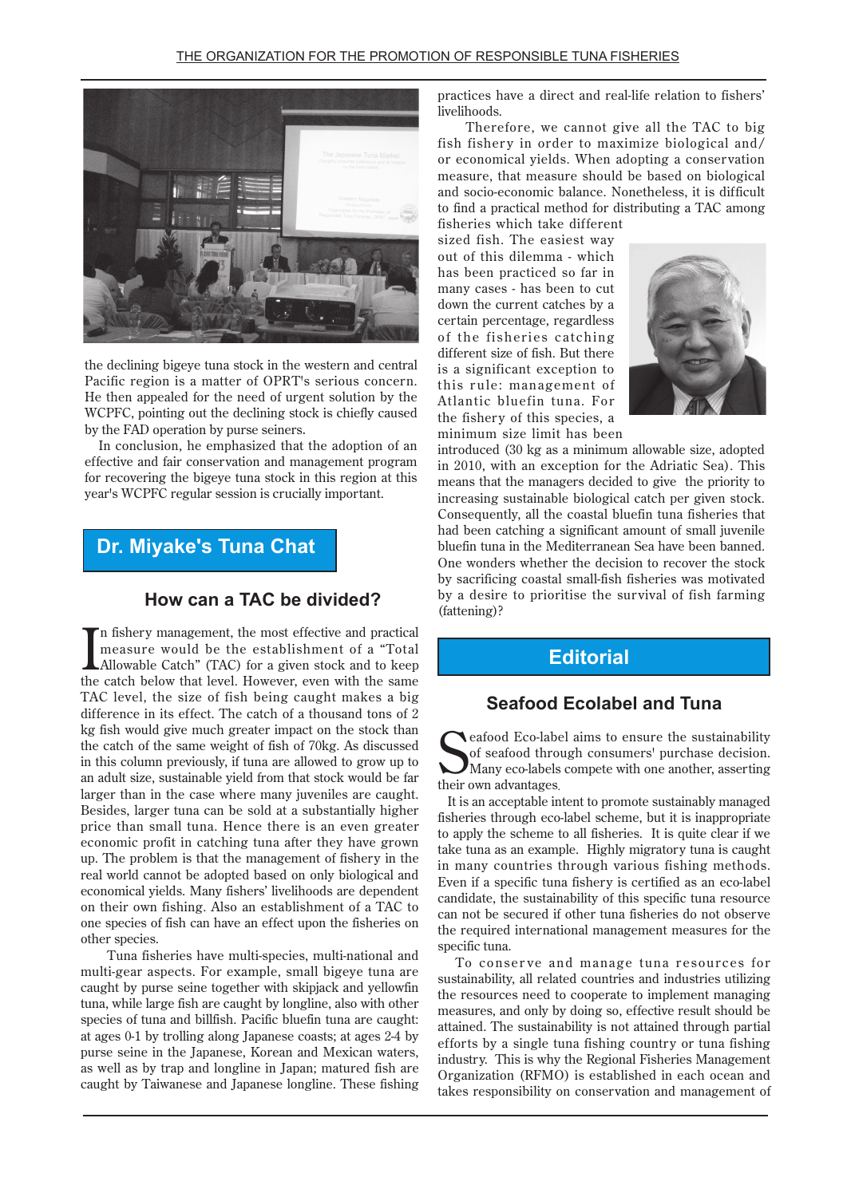the declining bigeye tuna stock in the western and central Pacific region is a matter of OPRT's serious concern. He then appealed for the need of urgent solution by the WCPFC, pointing out the declining stock is chiefly caused by the FAD operation by purse seiners.

In conclusion, he emphasized that the adoption of an effective and fair conservation and management program for recovering the bigeye tuna stock in this region at this year's WCPFC regular session is crucially important.

## Dr. Miyake's Tuna Chat

### How can a TAC be divided?

In fishery management, the most effective and practical measure would be the establishment of a "Total Allowable Catch" (TAC) for a given stock and to keep the catch below that level. However, even with the same TAC level, the size of fish being caught makes a big difference in its effect. The catch of a thousand tons of 2 kg fish would give much greater impact on the stock than the catch of the same weight of fish of 70kg. As discussed in this column previously, if tuna are allowed to grow up to an adult size, sustainable yield from that stock would be far larger than in the case where many juveniles are caught. Besides, larger tuna can be sold at a substantially higher price than small tuna. Hence there is an even greater economic profit in catching tuna after they have grown up. The problem is that the management of fishery in the real world cannot be adopted based on only biological and economical yields. Many fishers' livelihoods are dependent on their own fishing. Also an establishment of a TAC to one species of fish can have an effect upon the fisheries on other species.

Tuna fisheries have multi-species, multi-national and multi-gear aspects. For example, small bigeye tuna are caught by purse seine together with skipjack and yellowfin tuna, while large fish are caught by longline, also with other species of tuna and billfish. Pacific bluefin tuna are caught: at ages 0-1 by trolling along Japanese coasts; at ages 2-4 by purse seine in the Japanese, Korean and Mexican waters, as well as by trap and longline in Japan; matured fish are caught by Taiwanese and Japanese longline. These fishing practices have a direct and real-life relation to fishers' livelihoods.

Therefore, we cannot give all the TAC to big fish fishery in order to maximize biological and/or economical yields. When adopting a conservation measure, that measure should be based on biological and socio-economic balance. Nonetheless, it is difficult to find a practical method for distributing a TAC among fisheries which take different sized fish. The easiest way out of this dilemma - which has been practiced so far in many cases - has been to cut down the current catches by a certain percentage, regardless of the fisheries catching different size of fish. But there is a significant exception to this rule: management of Atlantic bluefin tuna. For the fishery of this species, a minimum size limit has been introduced (30 kg as a minimum allowable size, adopted in 2010, with an exception for the Adriatic Sea). This means that the managers decided to give the priority to increasing sustainable biological catch per given stock. Consequently, all the coastal bluefin tuna fisheries that had been catching a significant amount of small juvenile bluefin tuna in the Mediterranean Sea have been banned. One wonders whether the decision to recover the stock by sacrificing coastal small-fish fisheries was motivated by a desire to prioritise the survival of fish farming (fattening)?

## Editorial

### Seafood Ecolabel and Tuna

Seafood Eco-label aims to ensure the sustainability of seafood through consumers' purchase decision. Many eco-labels compete with one another, asserting their own advantages.

It is an acceptable intent to promote sustainably managed fisheries through eco-label scheme, but it is inappropriate to apply the scheme to all fisheries. It is quite clear if we take tuna as an example. Highly migratory tuna is caught in many countries through various fishing methods. Even if a specific tuna fishery is certified as an eco-label candidate, the sustainability of this specific tuna resource can not be secured if other tuna fisheries do not observe the required international management measures for the specific tuna.

To conserve and manage tuna resources for sustainability, all related countries and industries utilizing the resources need to cooperate to implement managing measures, and only by doing so, effective result should be attained. The sustainability is not attained through partial efforts by a single tuna fishing country or tuna fishing industry. This is why the Regional Fisheries Management Organization (RFMO) is established in each ocean and takes responsibility on conservation and management of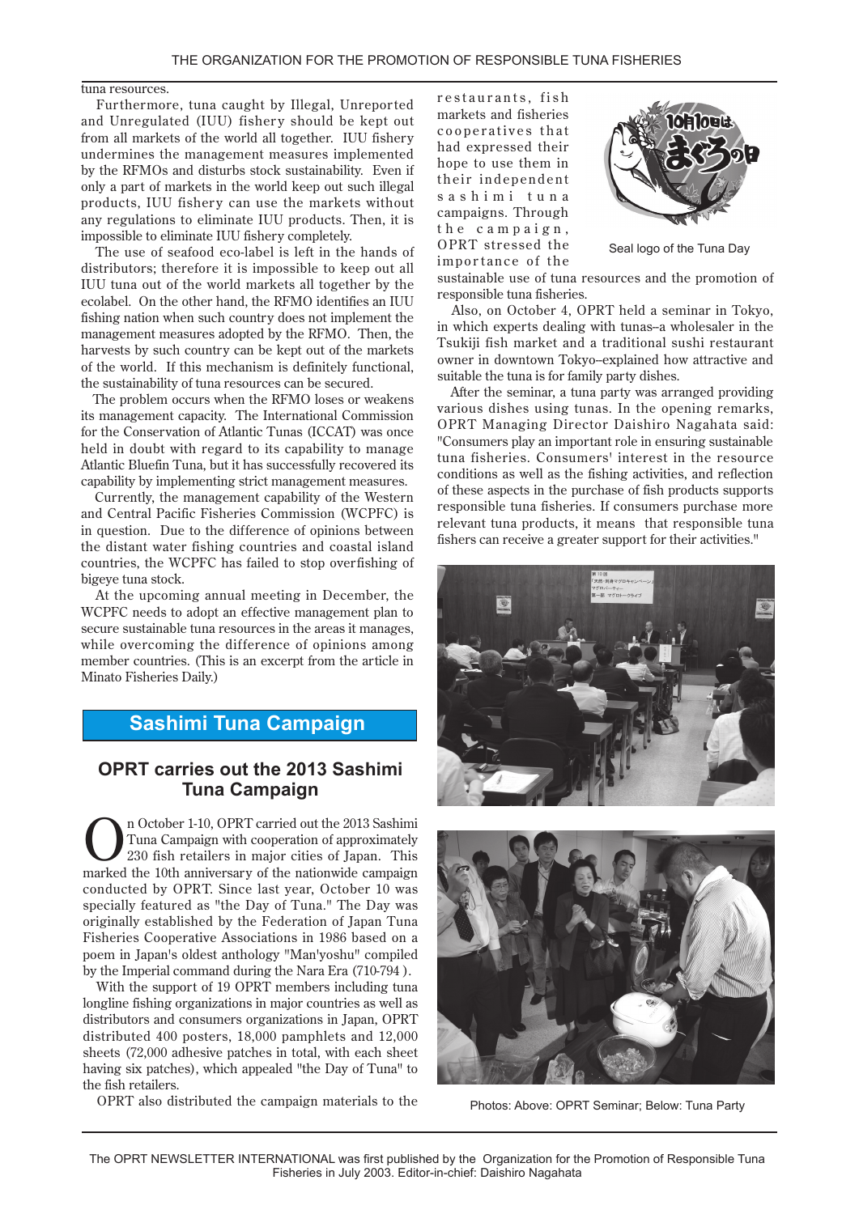tuna resources.

Furthermore, tuna caught by Illegal, Unreported and Unregulated (IUU) fishery should be kept out from all markets of the world all together. IUU fishery undermines the management measures implemented by the RFMOs and disturbs stock sustainability. Even if only a part of markets in the world keep out such illegal products, IUU fishery can use the markets without any regulations to eliminate IUU products. Then, it is impossible to eliminate IUU fishery completely.

The use of seafood eco-label is left in the hands of distributors; therefore it is impossible to keep out all IUU tuna out of the world markets all together by the ecolabel. On the other hand, the RFMO identifies an IUU fishing nation when such country does not implement the management measures adopted by the RFMO. Then, the harvests by such country can be kept out of the markets of the world. If this mechanism is definitely functional, the sustainability of tuna resources can be secured.

The problem occurs when the RFMO loses or weakens its management capacity. The International Commission for the Conservation of Atlantic Tunas (ICCAT) was once held in doubt with regard to its capability to manage Atlantic Bluefin Tuna, but it has successfully recovered its capability by implementing strict management measures.

Currently, the management capability of the Western and Central Pacific Fisheries Commission (WCPFC) is in question. Due to the difference of opinions between the distant water fishing countries and coastal island countries, the WCPFC has failed to stop overfishing of bigeye tuna stock.

At the upcoming annual meeting in December, the WCPFC needs to adopt an effective management plan to secure sustainable tuna resources in the areas it manages, while overcoming the difference of opinions among member countries. (This is an excerpt from the article in Minato Fisheries Daily.)

## Sashimi Tuna Campaign

### OPRT carries out the 2013 Sashimi Tuna Campaign

On October 1-10, OPRT carried out the 2013 Sashimi Tuna Campaign with cooperation of approximately 230 fish retailers in major cities of Japan. This marked the 10th anniversary of the nationwide campaign conducted by OPRT. Since last year, October 10 was specially featured as "the Day of Tuna." The Day was originally established by the Federation of Japan Tuna Fisheries Cooperative Associations in 1986 based on a poem in Japan's oldest anthology "Man'yoshu" compiled by the Imperial command during the Nara Era (710-794 ).

With the support of 19 OPRT members including tuna longline fishing organizations in major countries as well as distributors and consumers organizations in Japan, OPRT distributed 400 posters, 18,000 pamphlets and 12,000 sheets (72,000 adhesive patches in total, with each sheet having six patches), which appealed "the Day of Tuna" to the fish retailers.

OPRT also distributed the campaign materials to the restaurants, fish markets and fisheries cooperatives that had expressed their hope to use them in their independent sashimi tuna campaigns. Through the campaign, OPRT stressed the importance of the sustainable use of tuna resources and the promotion of responsible tuna fisheries.

Seal logo of the Tuna Day

Also, on October 4, OPRT held a seminar in Tokyo, in which experts dealing with tunas–a wholesaler in the Tsukiji fish market and a traditional sushi restaurant owner in downtown Tokyo–explained how attractive and suitable the tuna is for family party dishes.

After the seminar, a tuna party was arranged providing various dishes using tunas. In the opening remarks, OPRT Managing Director Daishiro Nagahata said: "Consumers play an important role in ensuring sustainable tuna fisheries. Consumers' interest in the resource conditions as well as the fishing activities, and reflection of these aspects in the purchase of fish products supports responsible tuna fisheries. If consumers purchase more relevant tuna products, it means that responsible tuna fishers can receive a greater support for their activities."

Photos: Above: OPRT Seminar; Below: Tuna Party

The OPRT NEWSLETTER INTERNATIONAL was first published by the Organization for the Promotion of Responsible Tuna Fisheries in July 2003. Editor-in-chief: Daishiro Nagahata